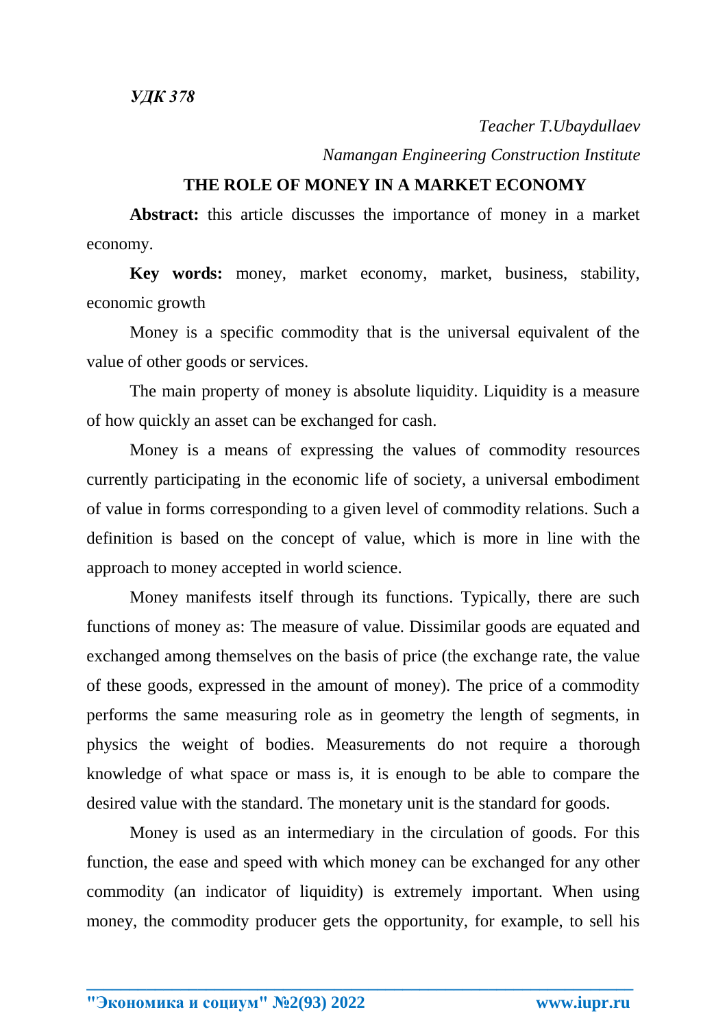*УДК 378*

*Teacher T.Ubaydullaev*

*Namangan Engineering Construction Institute*

# THE ROLE OF MONEY IN A MARKET ECONOMY

**Abstract:** this article discusses the importance of money in a market economy.

**Key words:** money, market economy, market, business, stability, economic growth

Money is a specific commodity that is the universal equivalent of the value of other goods or services.

The main property of money is absolute liquidity. Liquidity is a measure of how quickly an asset can be exchanged for cash.

Money is a means of expressing the values of commodity resources currently participating in the economic life of society, a universal embodiment of value in forms corresponding to a given level of commodity relations. Such a definition is based on the concept of value, which is more in line with the approach to money accepted in world science.

Money manifests itself through its functions. Typically, there are such functions of money as: The measure of value. Dissimilar goods are equated and exchanged among themselves on the basis of price (the exchange rate, the value of these goods, expressed in the amount of money). The price of a commodity performs the same measuring role as in geometry the length of segments, in physics the weight of bodies. Measurements do not require a thorough knowledge of what space or mass is, it is enough to be able to compare the desired value with the standard. The monetary unit is the standard for goods.

Money is used as an intermediary in the circulation of goods. For this function, the ease and speed with which money can be exchanged for any other commodity (an indicator of liquidity) is extremely important. When using money, the commodity producer gets the opportunity, for example, to sell his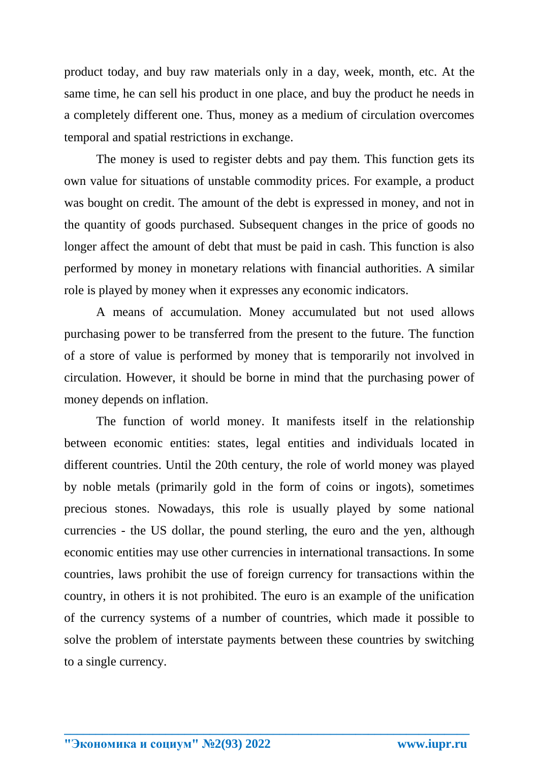product today, and buy raw materials only in a day, week, month, etc. At the same time, he can sell his product in one place, and buy the product he needs in a completely different one. Thus, money as a medium of circulation overcomes temporal and spatial restrictions in exchange.

The money is used to register debts and pay them. This function gets its own value for situations of unstable commodity prices. For example, a product was bought on credit. The amount of the debt is expressed in money, and not in the quantity of goods purchased. Subsequent changes in the price of goods no longer affect the amount of debt that must be paid in cash. This function is also performed by money in monetary relations with financial authorities. A similar role is played by money when it expresses any economic indicators.

A means of accumulation. Money accumulated but not used allows purchasing power to be transferred from the present to the future. The function of a store of value is performed by money that is temporarily not involved in circulation. However, it should be borne in mind that the purchasing power of money depends on inflation.

The function of world money. It manifests itself in the relationship between economic entities: states, legal entities and individuals located in different countries. Until the 20th century, the role of world money was played by noble metals (primarily gold in the form of coins or ingots), sometimes precious stones. Nowadays, this role is usually played by some national currencies - the US dollar, the pound sterling, the euro and the yen, although economic entities may use other currencies in international transactions. In some countries, laws prohibit the use of foreign currency for transactions within the country, in others it is not prohibited. The euro is an example of the unification of the currency systems of a number of countries, which made it possible to solve the problem of interstate payments between these countries by switching to a single currency.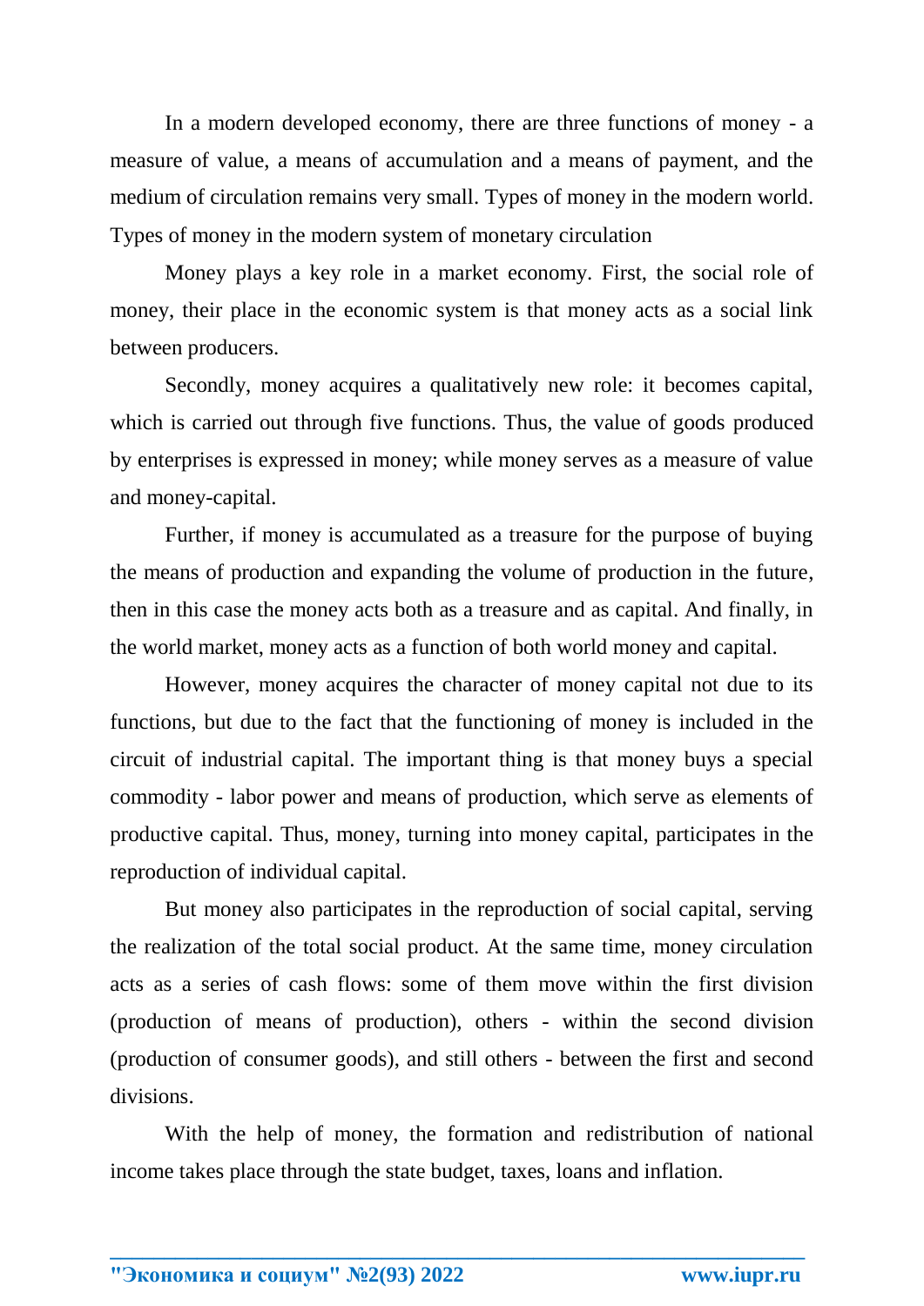In a modern developed economy, there are three functions of money - a measure of value, a means of accumulation and a means of payment, and the medium of circulation remains very small. Types of money in the modern world. Types of money in the modern system of monetary circulation

Money plays a key role in a market economy. First, the social role of money, their place in the economic system is that money acts as a social link between producers.

Secondly, money acquires a qualitatively new role: it becomes capital, which is carried out through five functions. Thus, the value of goods produced by enterprises is expressed in money; while money serves as a measure of value and money-capital.

Further, if money is accumulated as a treasure for the purpose of buying the means of production and expanding the volume of production in the future, then in this case the money acts both as a treasure and as capital. And finally, in the world market, money acts as a function of both world money and capital.

However, money acquires the character of money capital not due to its functions, but due to the fact that the functioning of money is included in the circuit of industrial capital. The important thing is that money buys a special commodity - labor power and means of production, which serve as elements of productive capital. Thus, money, turning into money capital, participates in the reproduction of individual capital.

But money also participates in the reproduction of social capital, serving the realization of the total social product. At the same time, money circulation acts as a series of cash flows: some of them move within the first division (production of means of production), others - within the second division (production of consumer goods), and still others - between the first and second divisions.

With the help of money, the formation and redistribution of national income takes place through the state budget, taxes, loans and inflation.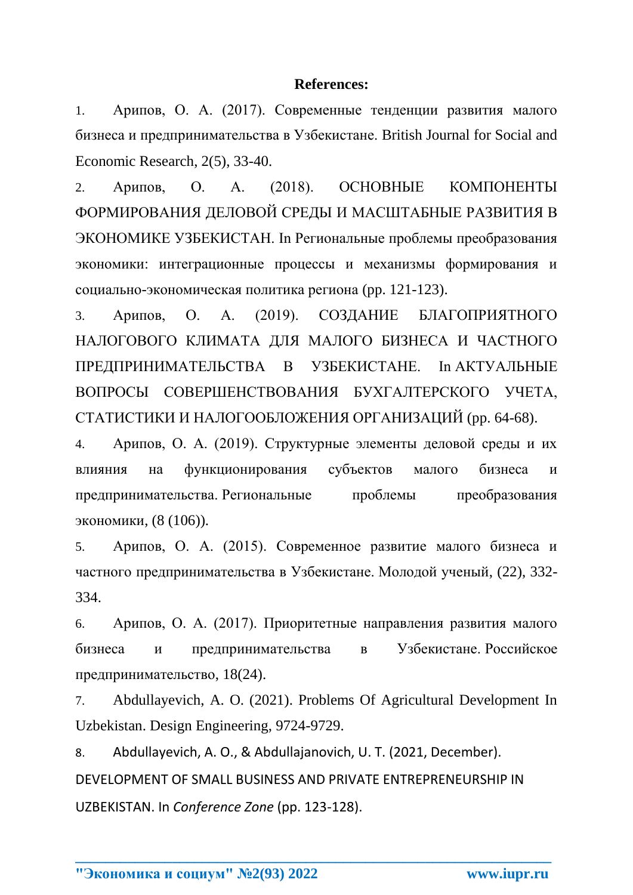**References:**

1. Арипов, О. А. (2017). Современные тенденции развития малого бизнеса и предпринимательства в Узбекистане. British Journal for Social and Economic Research, 2(5), 33-40.
2. Арипов, О. А. (2018). ОСНОВНЫЕ КОМПОНЕНТЫ ФОРМИРОВАНИЯ ДЕЛОВОЙ СРЕДЫ И МАСШТАБНЫЕ РАЗВИТИЯ В ЭКОНОМИКЕ УЗБЕКИСТАН. In Региональные проблемы преобразования экономики: интеграционные процессы и механизмы формирования и социально-экономическая политика региона (pp. 121-123).
3. Арипов, О. А. (2019). СОЗДАНИЕ БЛАГОПРИЯТНОГО НАЛОГОВОГО КЛИМАТА ДЛЯ МАЛОГО БИЗНЕСА И ЧАСТНОГО ПРЕДПРИНИМАТЕЛЬСТВА В УЗБЕКИСТАНЕ. In АКТУАЛЬНЫЕ ВОПРОСЫ СОВЕРШЕНСТВОВАНИЯ БУХГАЛТЕРСКОГО УЧЕТА, СТАТИСТИКИ И НАЛОГООБЛОЖЕНИЯ ОРГАНИЗАЦИЙ (pp. 64-68).
4. Арипов, О. А. (2019). Структурные элементы деловой среды и их влияния на функционирования субъектов малого бизнеса и предпринимательства. Региональные проблемы преобразования экономики, (8 (106)).
5. Арипов, О. А. (2015). Современное развитие малого бизнеса и частного предпринимательства в Узбекистане. Молодой ученый, (22), 332-334.
6. Арипов, О. А. (2017). Приоритетные направления развития малого бизнеса и предпринимательства в Узбекистане. Российское предпринимательство, 18(24).
7. Abdullayevich, A. O. (2021). Problems Of Agricultural Development In Uzbekistan. Design Engineering, 9724-9729.
8. Abdullayevich, A. O., & Abdullajanovich, U. T. (2021, December). DEVELOPMENT OF SMALL BUSINESS AND PRIVATE ENTREPRENEURSHIP IN UZBEKISTAN. In *Conference Zone* (pp. 123-128).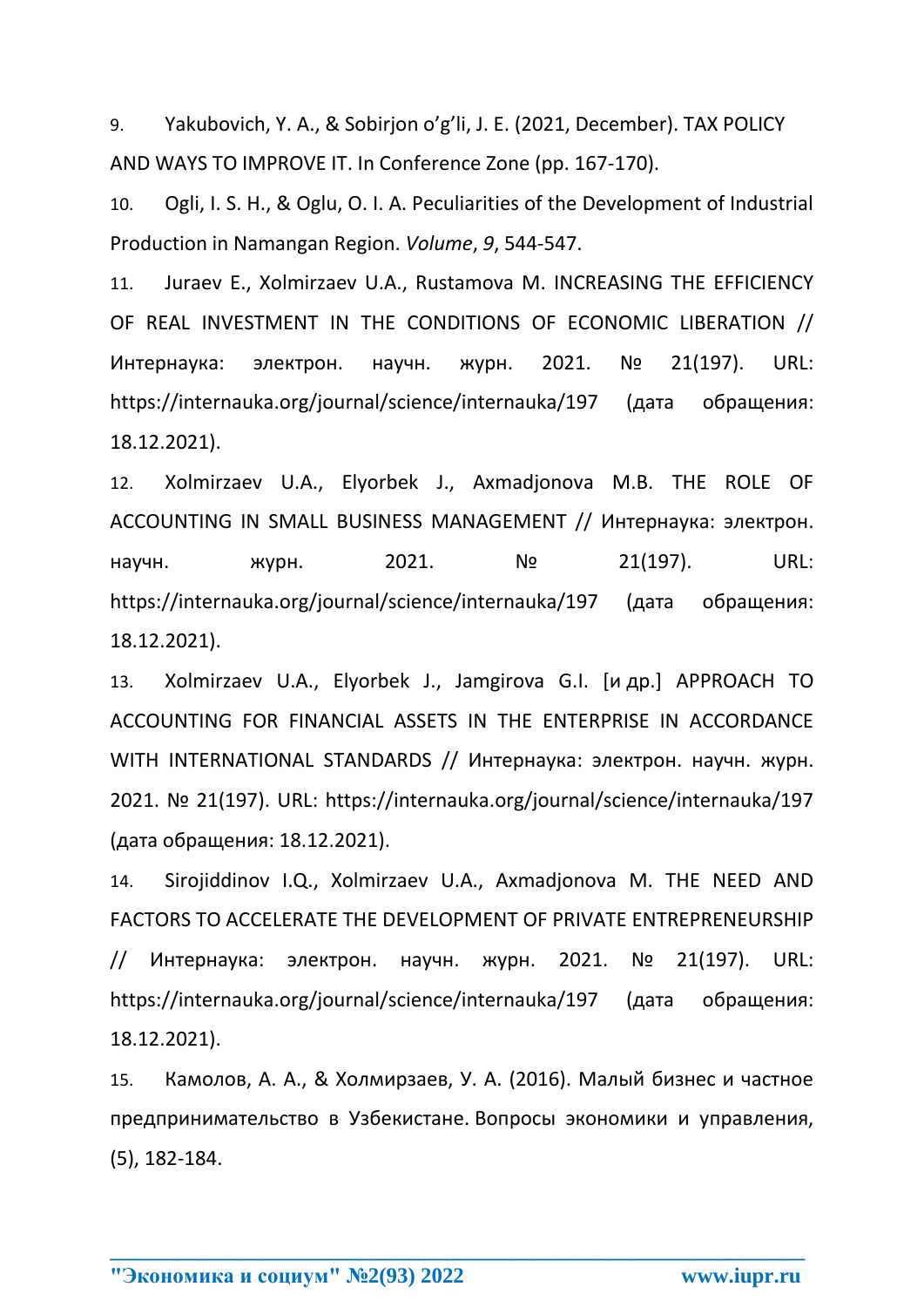9. Yakubovich, Y. A., & Sobirjon o'g'li, J. E. (2021, December). TAX POLICY AND WAYS TO IMPROVE IT. In Conference Zone (pp. 167-170).

10. Ogli, I. S. H., & Oglu, O. I. A. Peculiarities of the Development of Industrial Production in Namangan Region. *Volume*, *9*, 544-547.

11. Juraev E., Xolmirzaev U.A., Rustamova M. INCREASING THE EFFICIENCY OF REAL INVESTMENT IN THE CONDITIONS OF ECONOMIC LIBERATION // Интернаука: электрон. научн. журн. 2021. № 21(197). URL: https://internauka.org/journal/science/internauka/197 (дата обращения: 18.12.2021).

12. Xolmirzaev U.A., Elyorbek J., Axmadjonova M.B. THE ROLE OF ACCOUNTING IN SMALL BUSINESS MANAGEMENT // Интернаука: электрон. научн. журн. 2021. № 21(197). URL: https://internauka.org/journal/science/internauka/197 (дата обращения: 18.12.2021).

13. Xolmirzaev U.A., Elyorbek J., Jamgirova G.I. [и др.] APPROACH TO ACCOUNTING FOR FINANCIAL ASSETS IN THE ENTERPRISE IN ACCORDANCE WITH INTERNATIONAL STANDARDS // Интернаука: электрон. научн. журн. 2021. № 21(197). URL: https://internauka.org/journal/science/internauka/197 (дата обращения: 18.12.2021).

14. Sirojiddinov I.Q., Xolmirzaev U.A., Axmadjonova M. THE NEED AND FACTORS TO ACCELERATE THE DEVELOPMENT OF PRIVATE ENTREPRENEURSHIP // Интернаука: электрон. научн. журн. 2021. № 21(197). URL: https://internauka.org/journal/science/internauka/197 (дата обращения: 18.12.2021).

15. Камолов, А. А., & Холмирзаев, У. А. (2016). Малый бизнес и частное предпринимательство в Узбекистане. Вопросы экономики и управления, (5), 182-184.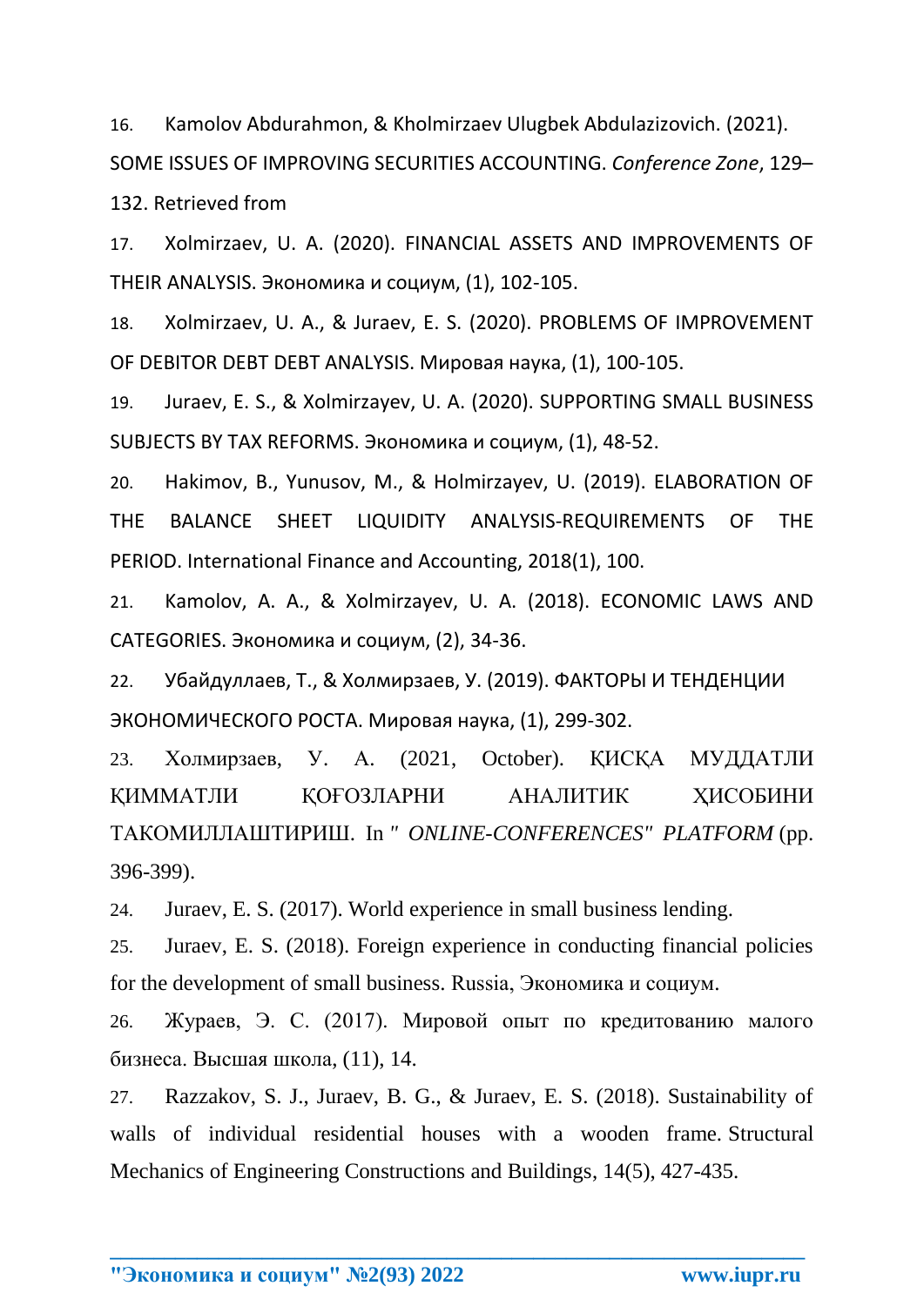16. Kamolov Abdurahmon, & Kholmirzaev Ulugbek Abdulazizovich. (2021). SOME ISSUES OF IMPROVING SECURITIES ACCOUNTING. *Conference Zone*, 129–132. Retrieved from

17. Xolmirzaev, U. A. (2020). FINANCIAL ASSETS AND IMPROVEMENTS OF THEIR ANALYSIS. Экономика и социум, (1), 102-105.

18. Xolmirzaev, U. A., & Juraev, E. S. (2020). PROBLEMS OF IMPROVEMENT OF DEBITOR DEBT DEBT ANALYSIS. Мировая наука, (1), 100-105.

19. Juraev, E. S., & Xolmirzayev, U. A. (2020). SUPPORTING SMALL BUSINESS SUBJECTS BY TAX REFORMS. Экономика и социум, (1), 48-52.

20. Hakimov, B., Yunusov, M., & Holmirzayev, U. (2019). ELABORATION OF THE BALANCE SHEET LIQUIDITY ANALYSIS-REQUIREMENTS OF THE PERIOD. International Finance and Accounting, 2018(1), 100.

21. Kamolov, A. A., & Xolmirzayev, U. A. (2018). ECONOMIC LAWS AND CATEGORIES. Экономика и социум, (2), 34-36.

22. Убайдуллаев, Т., & Холмирзаев, У. (2019). ФАКТОРЫ И ТЕНДЕНЦИИ ЭКОНОМИЧЕСКОГО РОСТА. Мировая наука, (1), 299-302.

23. Холмирзаев, У. А. (2021, October). ҚИСҚА МУДДАТЛИ ҚИММАТЛИ ҚОҒОЗЛАРНИ АНАЛИТИК ҲИСОБИНИ ТАКОМИЛЛАШТИРИШ. In *" ONLINE-CONFERENCES" PLATFORM* (pp. 396-399).

24. Juraev, E. S. (2017). World experience in small business lending.

25. Juraev, E. S. (2018). Foreign experience in conducting financial policies for the development of small business. Russia, Экономика и социум.

26. Жураев, Э. С. (2017). Мировой опыт по кредитованию малого бизнеса. Высшая школа, (11), 14.

27. Razzakov, S. J., Juraev, B. G., & Juraev, E. S. (2018). Sustainability of walls of individual residential houses with a wooden frame. Structural Mechanics of Engineering Constructions and Buildings, 14(5), 427-435.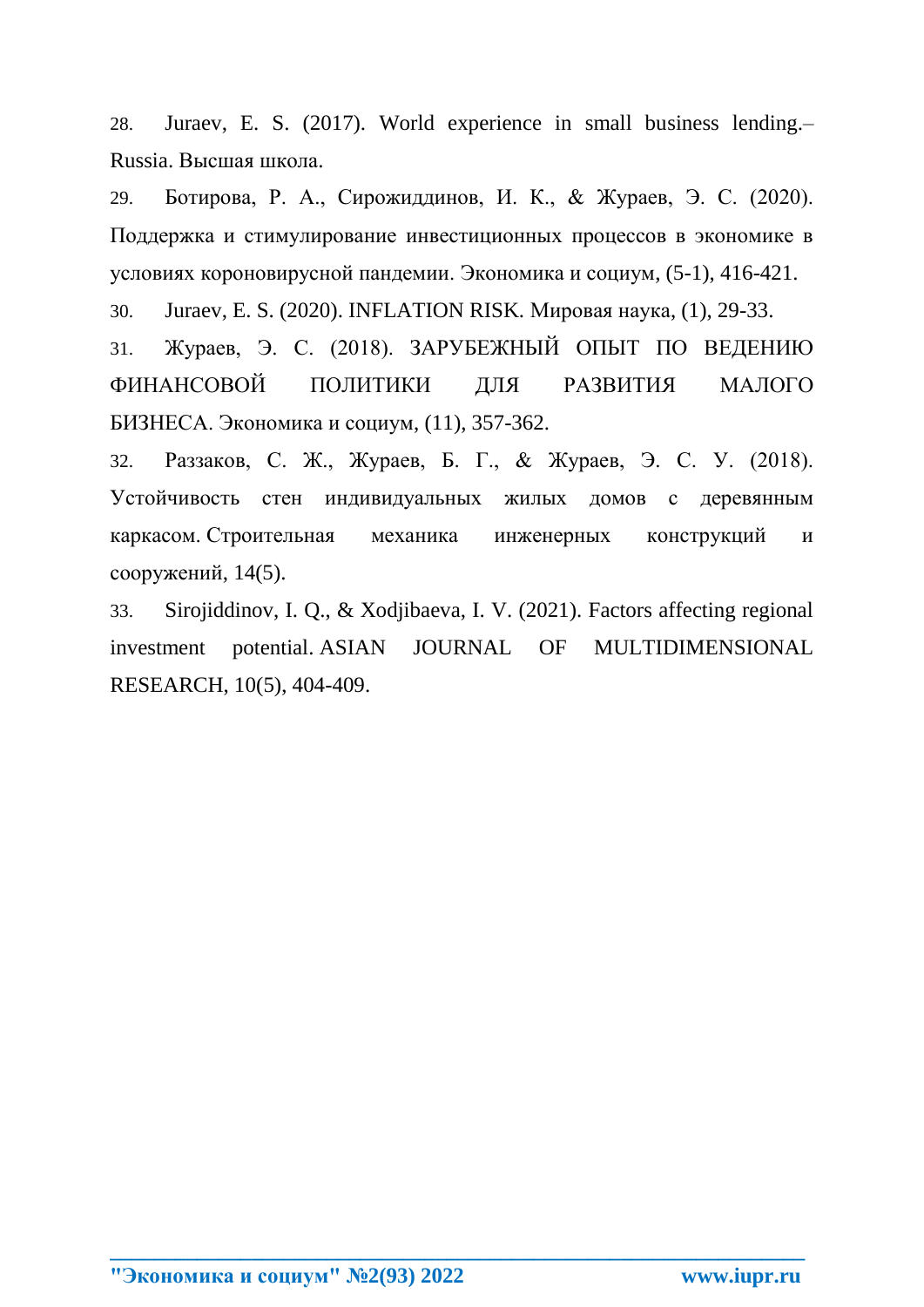28. Juraev, E. S. (2017). World experience in small business lending.– Russia. Высшая школа.

29. Ботирова, Р. А., Сирожиддинов, И. К., & Жураев, Э. С. (2020). Поддержка и стимулирование инвестиционных процессов в экономике в условиях короновирусной пандемии. Экономика и социум, (5-1), 416-421.

30. Juraev, E. S. (2020). INFLATION RISK. Мировая наука, (1), 29-33.

31. Жураев, Э. С. (2018). ЗАРУБЕЖНЫЙ ОПЫТ ПО ВЕДЕНИЮ ФИНАНСОВОЙ ПОЛИТИКИ ДЛЯ РАЗВИТИЯ МАЛОГО БИЗНЕСА. Экономика и социум, (11), 357-362.

32. Раззаков, С. Ж., Жураев, Б. Г., & Жураев, Э. С. У. (2018). Устойчивость стен индивидуальных жилых домов с деревянным каркасом. Строительная механика инженерных конструкций и сооружений, 14(5).

33. Sirojiddinov, I. Q., & Xodjibaeva, I. V. (2021). Factors affecting regional investment potential. ASIAN JOURNAL OF MULTIDIMENSIONAL RESEARCH, 10(5), 404-409.